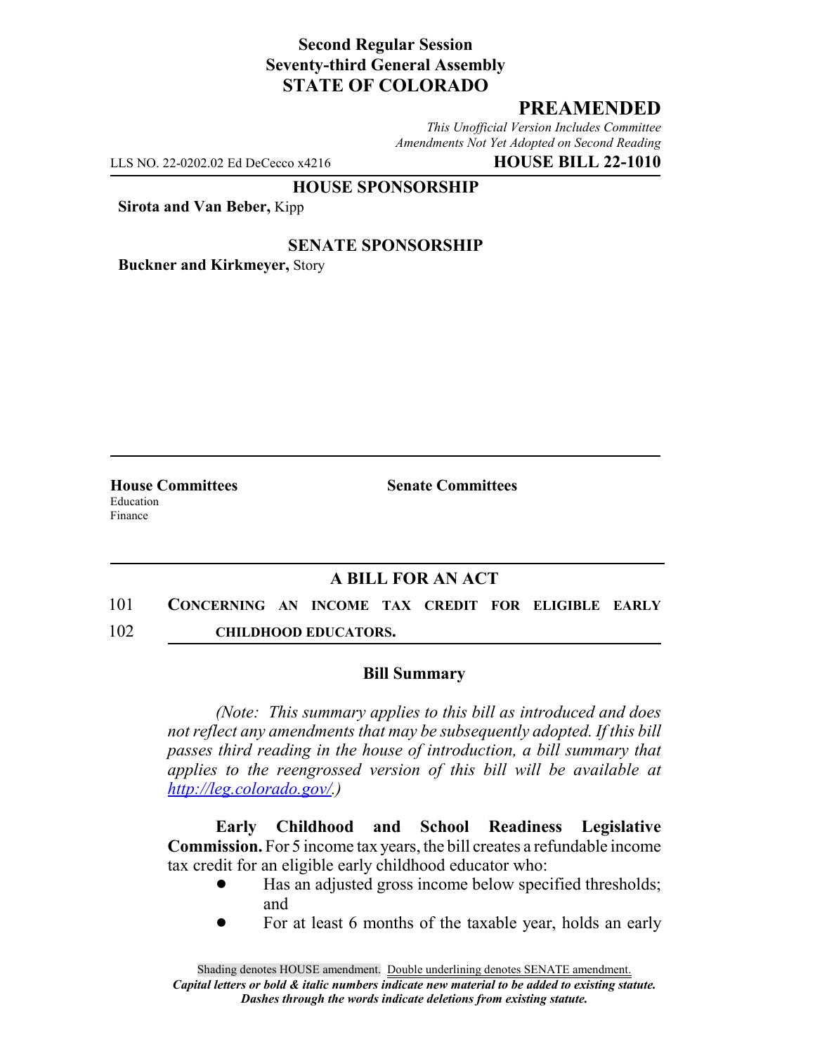**Second Regular Session**
**Seventy-third General Assembly**
**STATE OF COLORADO**

# PREAMENDED

*This Unofficial Version Includes Committee Amendments Not Yet Adopted on Second Reading*

LLS NO. 22-0202.02 Ed DeCecco x4216 **HOUSE BILL 22-1010**

**HOUSE SPONSORSHIP**

**Sirota and Van Beber,** Kipp

**SENATE SPONSORSHIP**

**Buckner and Kirkmeyer,** Story

**House Committees**
Education
Finance

**Senate Committees**

## A BILL FOR AN ACT

101 **CONCERNING AN INCOME TAX CREDIT FOR ELIGIBLE EARLY**
102 **CHILDHOOD EDUCATORS.**

### Bill Summary

*(Note: This summary applies to this bill as introduced and does not reflect any amendments that may be subsequently adopted. If this bill passes third reading in the house of introduction, a bill summary that applies to the reengrossed version of this bill will be available at http://leg.colorado.gov/.)*

**Early Childhood and School Readiness Legislative Commission.** For 5 income tax years, the bill creates a refundable income tax credit for an eligible early childhood educator who:

- Has an adjusted gross income below specified thresholds; and
- For at least 6 months of the taxable year, holds an early

Shading denotes HOUSE amendment. Double underlining denotes SENATE amendment.
*Capital letters or bold & italic numbers indicate new material to be added to existing statute.*
*Dashes through the words indicate deletions from existing statute.*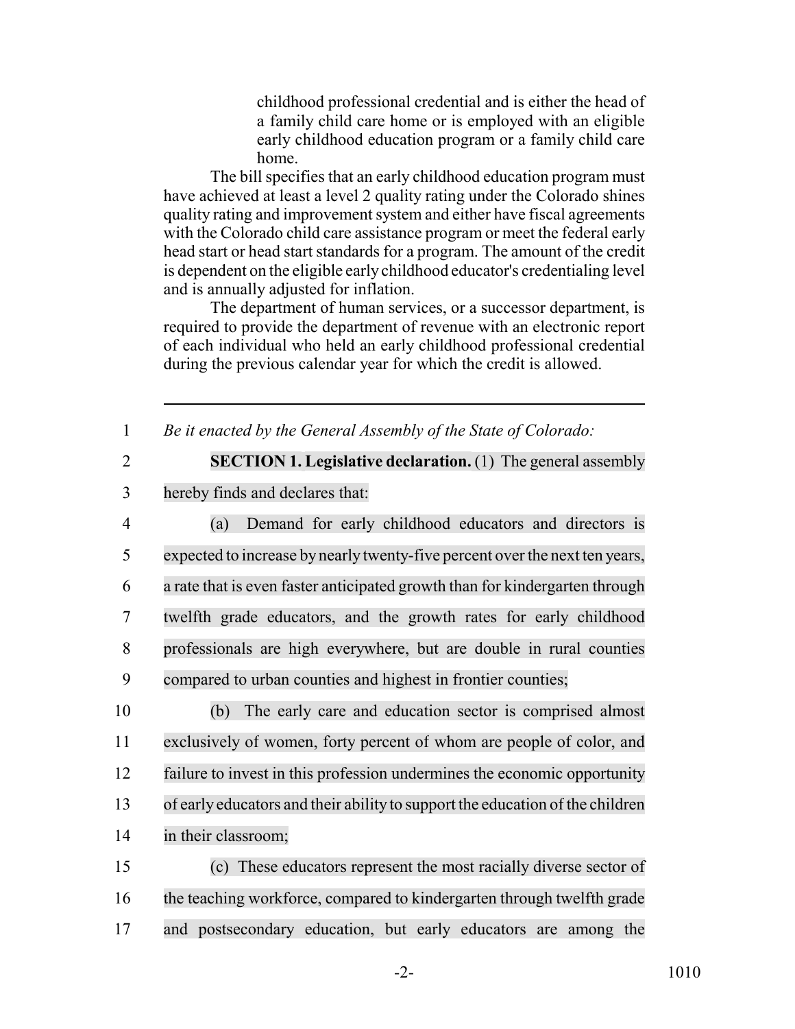childhood professional credential and is either the head of a family child care home or is employed with an eligible early childhood education program or a family child care home.

The bill specifies that an early childhood education program must have achieved at least a level 2 quality rating under the Colorado shines quality rating and improvement system and either have fiscal agreements with the Colorado child care assistance program or meet the federal early head start or head start standards for a program. The amount of the credit is dependent on the eligible early childhood educator's credentialing level and is annually adjusted for inflation.

The department of human services, or a successor department, is required to provide the department of revenue with an electronic report of each individual who held an early childhood professional credential during the previous calendar year for which the credit is allowed.

---

*Be it enacted by the General Assembly of the State of Colorado:*

**SECTION 1. Legislative declaration.** (1) The general assembly hereby finds and declares that:

(a) Demand for early childhood educators and directors is expected to increase by nearly twenty-five percent over the next ten years, a rate that is even faster anticipated growth than for kindergarten through twelfth grade educators, and the growth rates for early childhood professionals are high everywhere, but are double in rural counties compared to urban counties and highest in frontier counties;

(b) The early care and education sector is comprised almost exclusively of women, forty percent of whom are people of color, and failure to invest in this profession undermines the economic opportunity of early educators and their ability to support the education of the children in their classroom;

(c) These educators represent the most racially diverse sector of the teaching workforce, compared to kindergarten through twelfth grade and postsecondary education, but early educators are among the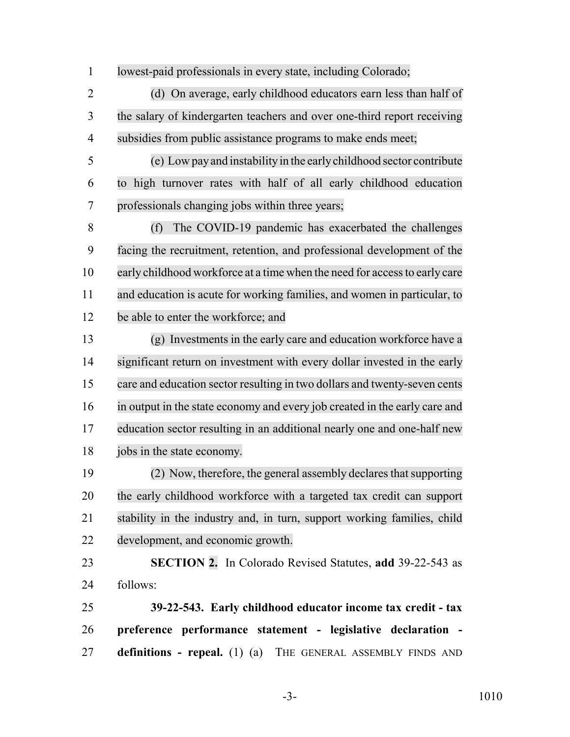lowest-paid professionals in every state, including Colorado;

(d) On average, early childhood educators earn less than half of the salary of kindergarten teachers and over one-third report receiving subsidies from public assistance programs to make ends meet;

(e) Low pay and instability in the early childhood sector contribute to high turnover rates with half of all early childhood education professionals changing jobs within three years;

(f) The COVID-19 pandemic has exacerbated the challenges facing the recruitment, retention, and professional development of the early childhood workforce at a time when the need for access to early care and education is acute for working families, and women in particular, to be able to enter the workforce; and

(g) Investments in the early care and education workforce have a significant return on investment with every dollar invested in the early care and education sector resulting in two dollars and twenty-seven cents in output in the state economy and every job created in the early care and education sector resulting in an additional nearly one and one-half new jobs in the state economy.

(2) Now, therefore, the general assembly declares that supporting the early childhood workforce with a targeted tax credit can support stability in the industry and, in turn, support working families, child development, and economic growth.

**SECTION 2.** In Colorado Revised Statutes, **add** 39-22-543 as follows:

**39-22-543. Early childhood educator income tax credit - tax preference performance statement - legislative declaration - definitions - repeal.** (1) (a) THE GENERAL ASSEMBLY FINDS AND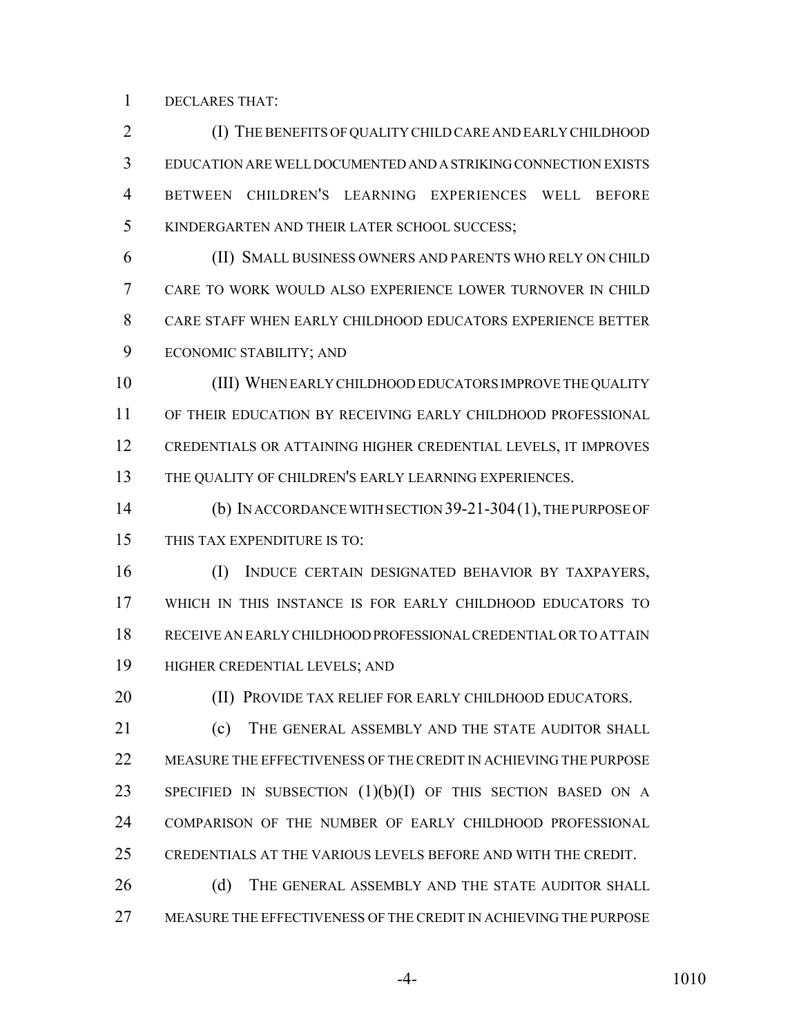DECLARES THAT:

(I) THE BENEFITS OF QUALITY CHILD CARE AND EARLY CHILDHOOD EDUCATION ARE WELL DOCUMENTED AND A STRIKING CONNECTION EXISTS BETWEEN CHILDREN'S LEARNING EXPERIENCES WELL BEFORE KINDERGARTEN AND THEIR LATER SCHOOL SUCCESS;

(II) SMALL BUSINESS OWNERS AND PARENTS WHO RELY ON CHILD CARE TO WORK WOULD ALSO EXPERIENCE LOWER TURNOVER IN CHILD CARE STAFF WHEN EARLY CHILDHOOD EDUCATORS EXPERIENCE BETTER ECONOMIC STABILITY; AND

(III) WHEN EARLY CHILDHOOD EDUCATORS IMPROVE THE QUALITY OF THEIR EDUCATION BY RECEIVING EARLY CHILDHOOD PROFESSIONAL CREDENTIALS OR ATTAINING HIGHER CREDENTIAL LEVELS, IT IMPROVES THE QUALITY OF CHILDREN'S EARLY LEARNING EXPERIENCES.

(b) IN ACCORDANCE WITH SECTION 39-21-304 (1), THE PURPOSE OF THIS TAX EXPENDITURE IS TO:

(I) INDUCE CERTAIN DESIGNATED BEHAVIOR BY TAXPAYERS, WHICH IN THIS INSTANCE IS FOR EARLY CHILDHOOD EDUCATORS TO RECEIVE AN EARLY CHILDHOOD PROFESSIONAL CREDENTIAL OR TO ATTAIN HIGHER CREDENTIAL LEVELS; AND

(II) PROVIDE TAX RELIEF FOR EARLY CHILDHOOD EDUCATORS.

(c) THE GENERAL ASSEMBLY AND THE STATE AUDITOR SHALL MEASURE THE EFFECTIVENESS OF THE CREDIT IN ACHIEVING THE PURPOSE SPECIFIED IN SUBSECTION (1)(b)(I) OF THIS SECTION BASED ON A COMPARISON OF THE NUMBER OF EARLY CHILDHOOD PROFESSIONAL CREDENTIALS AT THE VARIOUS LEVELS BEFORE AND WITH THE CREDIT.

(d) THE GENERAL ASSEMBLY AND THE STATE AUDITOR SHALL MEASURE THE EFFECTIVENESS OF THE CREDIT IN ACHIEVING THE PURPOSE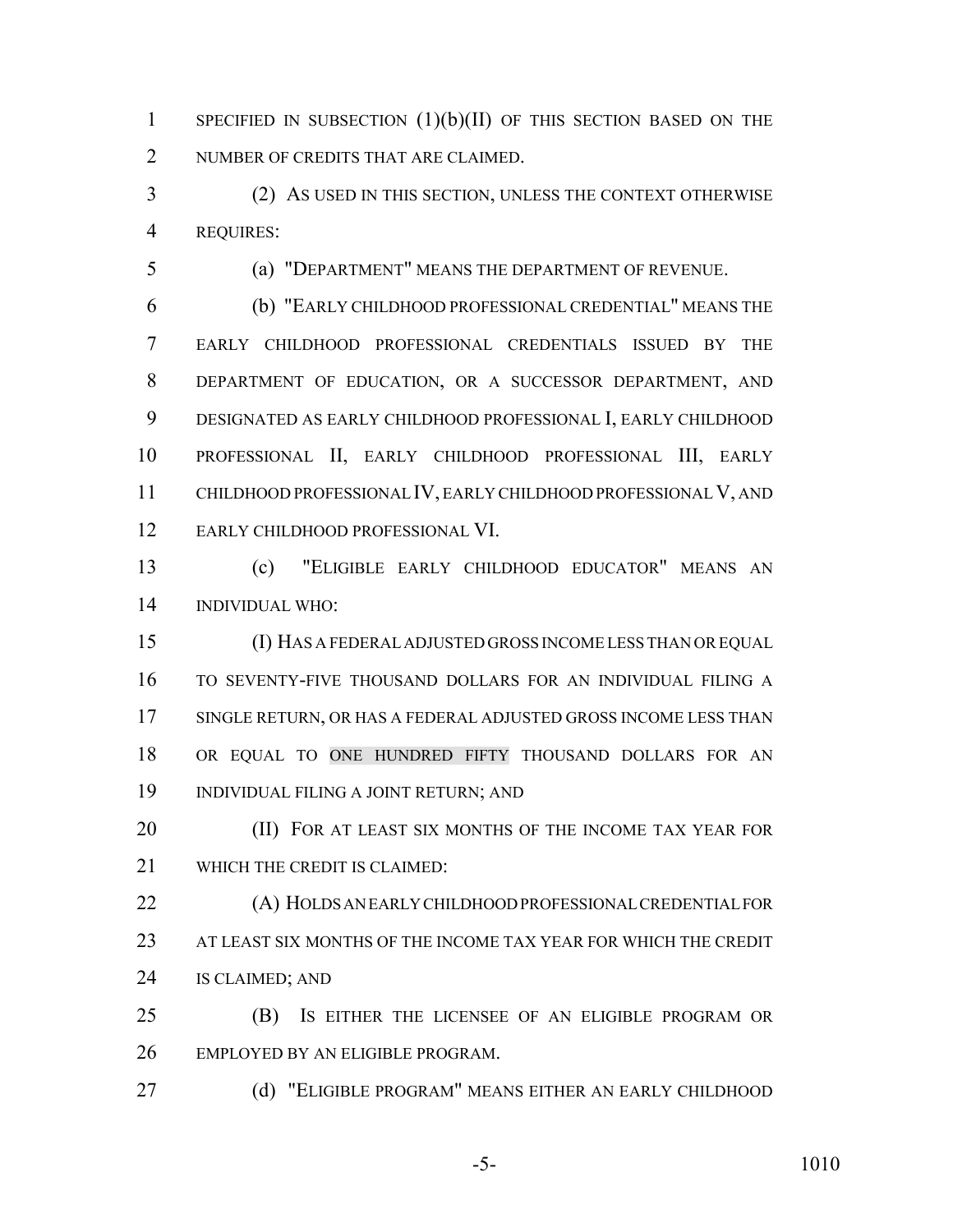SPECIFIED IN SUBSECTION (1)(b)(II) OF THIS SECTION BASED ON THE NUMBER OF CREDITS THAT ARE CLAIMED.

(2) AS USED IN THIS SECTION, UNLESS THE CONTEXT OTHERWISE REQUIRES:

(a) "DEPARTMENT" MEANS THE DEPARTMENT OF REVENUE.

(b) "EARLY CHILDHOOD PROFESSIONAL CREDENTIAL" MEANS THE EARLY CHILDHOOD PROFESSIONAL CREDENTIALS ISSUED BY THE DEPARTMENT OF EDUCATION, OR A SUCCESSOR DEPARTMENT, AND DESIGNATED AS EARLY CHILDHOOD PROFESSIONAL I, EARLY CHILDHOOD PROFESSIONAL II, EARLY CHILDHOOD PROFESSIONAL III, EARLY CHILDHOOD PROFESSIONAL IV, EARLY CHILDHOOD PROFESSIONAL V, AND EARLY CHILDHOOD PROFESSIONAL VI.

(c) "ELIGIBLE EARLY CHILDHOOD EDUCATOR" MEANS AN INDIVIDUAL WHO:

(I) HAS A FEDERAL ADJUSTED GROSS INCOME LESS THAN OR EQUAL TO SEVENTY-FIVE THOUSAND DOLLARS FOR AN INDIVIDUAL FILING A SINGLE RETURN, OR HAS A FEDERAL ADJUSTED GROSS INCOME LESS THAN OR EQUAL TO ONE HUNDRED FIFTY THOUSAND DOLLARS FOR AN INDIVIDUAL FILING A JOINT RETURN; AND

(II) FOR AT LEAST SIX MONTHS OF THE INCOME TAX YEAR FOR WHICH THE CREDIT IS CLAIMED:

(A) HOLDS AN EARLY CHILDHOOD PROFESSIONAL CREDENTIAL FOR AT LEAST SIX MONTHS OF THE INCOME TAX YEAR FOR WHICH THE CREDIT IS CLAIMED; AND

(B) IS EITHER THE LICENSEE OF AN ELIGIBLE PROGRAM OR EMPLOYED BY AN ELIGIBLE PROGRAM.

(d) "ELIGIBLE PROGRAM" MEANS EITHER AN EARLY CHILDHOOD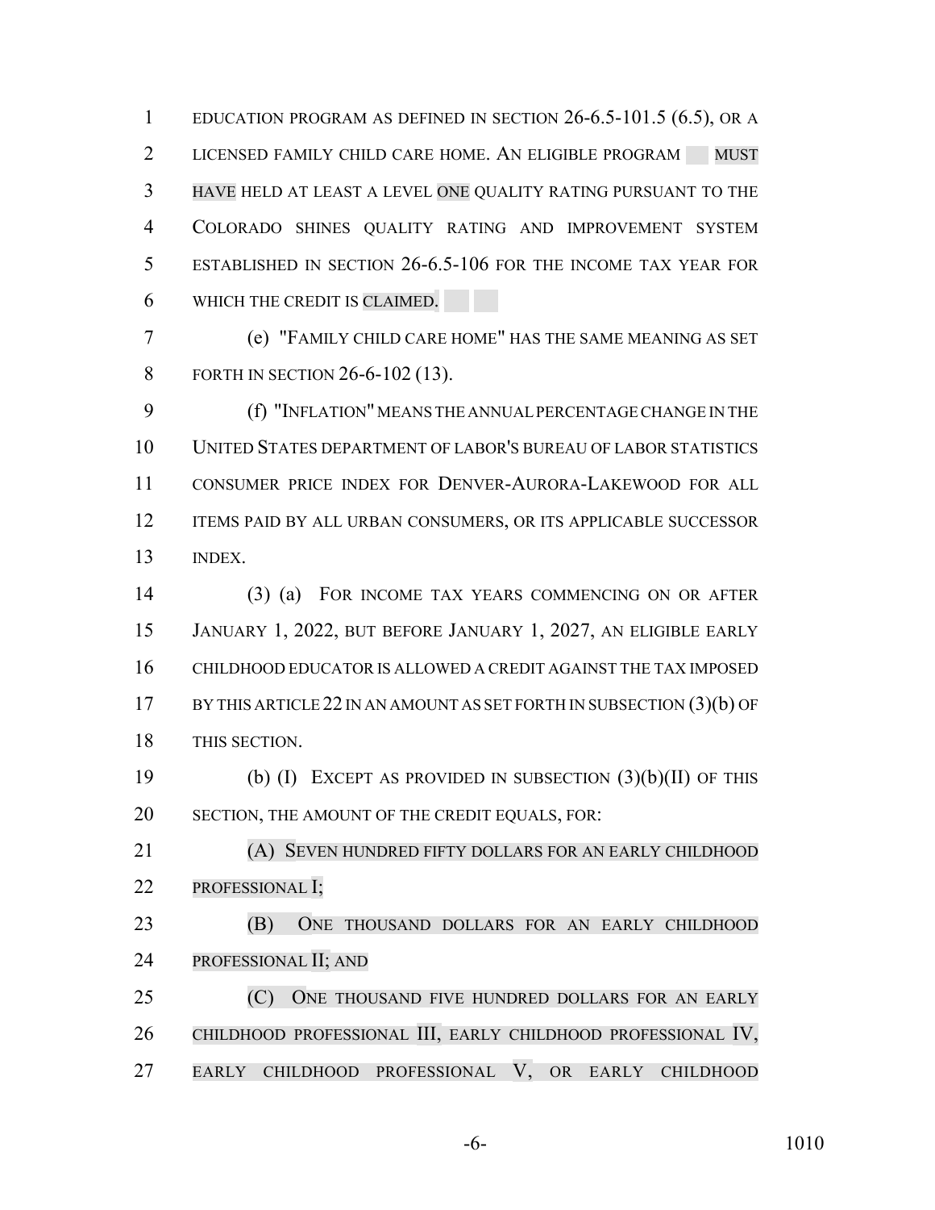EDUCATION PROGRAM AS DEFINED IN SECTION 26-6.5-101.5 (6.5), OR A LICENSED FAMILY CHILD CARE HOME. AN ELIGIBLE PROGRAM MUST HAVE HELD AT LEAST A LEVEL ONE QUALITY RATING PURSUANT TO THE COLORADO SHINES QUALITY RATING AND IMPROVEMENT SYSTEM ESTABLISHED IN SECTION 26-6.5-106 FOR THE INCOME TAX YEAR FOR WHICH THE CREDIT IS CLAIMED.

(e) "FAMILY CHILD CARE HOME" HAS THE SAME MEANING AS SET FORTH IN SECTION 26-6-102 (13).

(f) "INFLATION" MEANS THE ANNUAL PERCENTAGE CHANGE IN THE UNITED STATES DEPARTMENT OF LABOR'S BUREAU OF LABOR STATISTICS CONSUMER PRICE INDEX FOR DENVER-AURORA-LAKEWOOD FOR ALL ITEMS PAID BY ALL URBAN CONSUMERS, OR ITS APPLICABLE SUCCESSOR INDEX.

(3) (a) FOR INCOME TAX YEARS COMMENCING ON OR AFTER JANUARY 1, 2022, BUT BEFORE JANUARY 1, 2027, AN ELIGIBLE EARLY CHILDHOOD EDUCATOR IS ALLOWED A CREDIT AGAINST THE TAX IMPOSED BY THIS ARTICLE 22 IN AN AMOUNT AS SET FORTH IN SUBSECTION (3)(b) OF THIS SECTION.

(b) (I) EXCEPT AS PROVIDED IN SUBSECTION (3)(b)(II) OF THIS SECTION, THE AMOUNT OF THE CREDIT EQUALS, FOR:

(A) SEVEN HUNDRED FIFTY DOLLARS FOR AN EARLY CHILDHOOD PROFESSIONAL I;

(B) ONE THOUSAND DOLLARS FOR AN EARLY CHILDHOOD PROFESSIONAL II; AND

(C) ONE THOUSAND FIVE HUNDRED DOLLARS FOR AN EARLY CHILDHOOD PROFESSIONAL III, EARLY CHILDHOOD PROFESSIONAL IV, EARLY CHILDHOOD PROFESSIONAL V, OR EARLY CHILDHOOD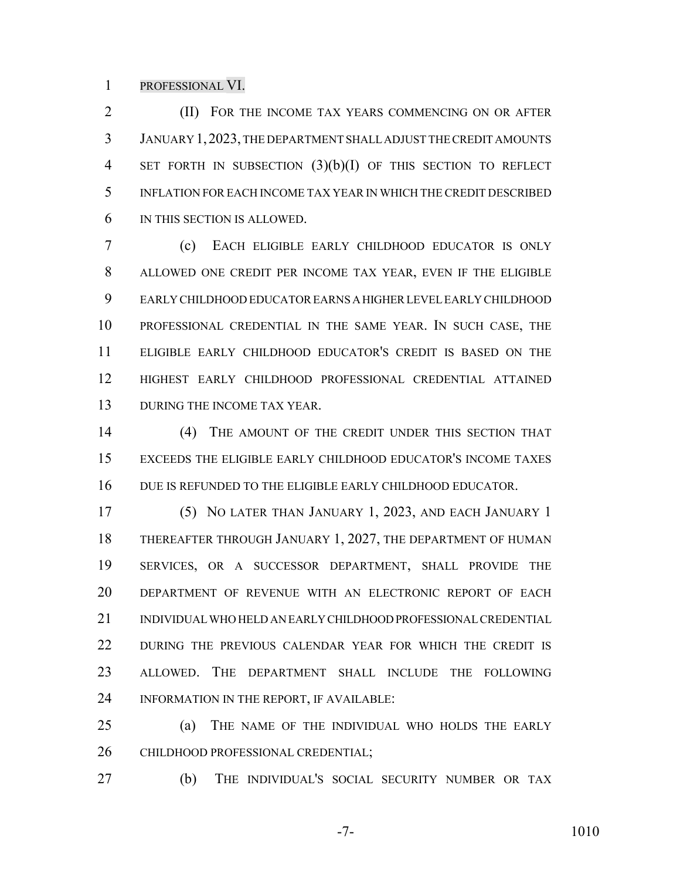PROFESSIONAL VI.

(II) FOR THE INCOME TAX YEARS COMMENCING ON OR AFTER JANUARY 1, 2023, THE DEPARTMENT SHALL ADJUST THE CREDIT AMOUNTS SET FORTH IN SUBSECTION (3)(b)(I) OF THIS SECTION TO REFLECT INFLATION FOR EACH INCOME TAX YEAR IN WHICH THE CREDIT DESCRIBED IN THIS SECTION IS ALLOWED.

(c) EACH ELIGIBLE EARLY CHILDHOOD EDUCATOR IS ONLY ALLOWED ONE CREDIT PER INCOME TAX YEAR, EVEN IF THE ELIGIBLE EARLY CHILDHOOD EDUCATOR EARNS A HIGHER LEVEL EARLY CHILDHOOD PROFESSIONAL CREDENTIAL IN THE SAME YEAR. IN SUCH CASE, THE ELIGIBLE EARLY CHILDHOOD EDUCATOR'S CREDIT IS BASED ON THE HIGHEST EARLY CHILDHOOD PROFESSIONAL CREDENTIAL ATTAINED DURING THE INCOME TAX YEAR.

(4) THE AMOUNT OF THE CREDIT UNDER THIS SECTION THAT EXCEEDS THE ELIGIBLE EARLY CHILDHOOD EDUCATOR'S INCOME TAXES DUE IS REFUNDED TO THE ELIGIBLE EARLY CHILDHOOD EDUCATOR.

(5) NO LATER THAN JANUARY 1, 2023, AND EACH JANUARY 1 THEREAFTER THROUGH JANUARY 1, 2027, THE DEPARTMENT OF HUMAN SERVICES, OR A SUCCESSOR DEPARTMENT, SHALL PROVIDE THE DEPARTMENT OF REVENUE WITH AN ELECTRONIC REPORT OF EACH INDIVIDUAL WHO HELD AN EARLY CHILDHOOD PROFESSIONAL CREDENTIAL DURING THE PREVIOUS CALENDAR YEAR FOR WHICH THE CREDIT IS ALLOWED. THE DEPARTMENT SHALL INCLUDE THE FOLLOWING INFORMATION IN THE REPORT, IF AVAILABLE:

(a) THE NAME OF THE INDIVIDUAL WHO HOLDS THE EARLY CHILDHOOD PROFESSIONAL CREDENTIAL;

(b) THE INDIVIDUAL'S SOCIAL SECURITY NUMBER OR TAX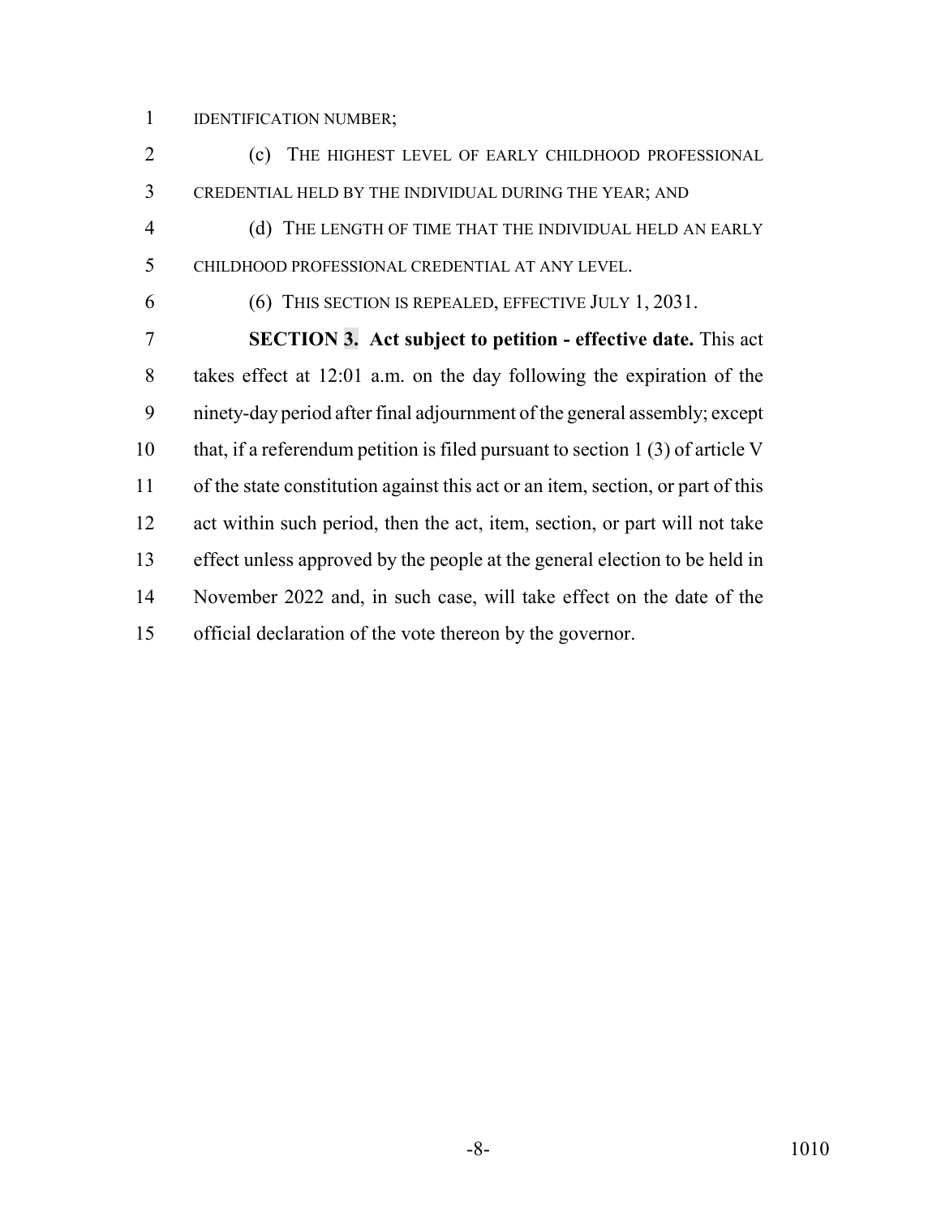IDENTIFICATION NUMBER;

(c) THE HIGHEST LEVEL OF EARLY CHILDHOOD PROFESSIONAL CREDENTIAL HELD BY THE INDIVIDUAL DURING THE YEAR; AND

(d) THE LENGTH OF TIME THAT THE INDIVIDUAL HELD AN EARLY CHILDHOOD PROFESSIONAL CREDENTIAL AT ANY LEVEL.

(6) THIS SECTION IS REPEALED, EFFECTIVE JULY 1, 2031.

**SECTION 3. Act subject to petition - effective date.** This act takes effect at 12:01 a.m. on the day following the expiration of the ninety-day period after final adjournment of the general assembly; except that, if a referendum petition is filed pursuant to section 1 (3) of article V of the state constitution against this act or an item, section, or part of this act within such period, then the act, item, section, or part will not take effect unless approved by the people at the general election to be held in November 2022 and, in such case, will take effect on the date of the official declaration of the vote thereon by the governor.